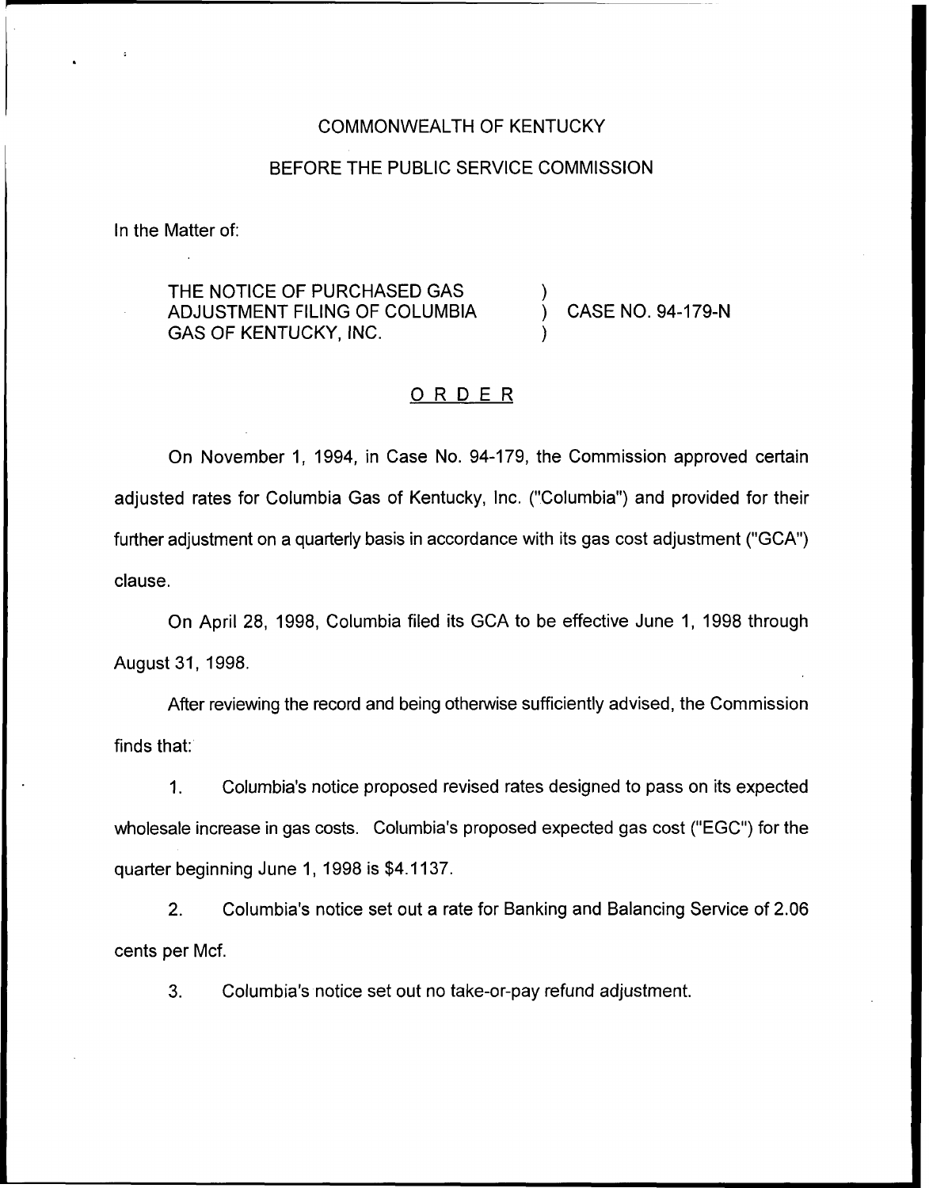COMMONWEALTH OF KENTUCKY

BEFORE THE PUBLIC SERVICE COMMISSION

In the Matter of:

THE NOTICE OF PURCHASED GAS ADJUSTMENT FILING OF COLUMBIA GAS OF KENTUCKY, INC. ) CASE NO. 94-179-N

## ORDER

On November 1, 1994, in Case No. 94-179, the Commission approved certain adjusted rates for Columbia Gas of Kentucky, Inc. ("Columbia") and provided for their further adjustment on a quarterly basis in accordance with its gas cost adjustment ("GCA") clause.

On April 28, 1998, Columbia filed its GCA to be effective June 1, 1998 through August 31, 1998.

After reviewing the record and being otherwise sufficiently advised, the Commission finds that:

1. Columbia's notice proposed revised rates designed to pass on its expected wholesale increase in gas costs. Columbia's proposed expected gas cost ("EGC") for the quarter beginning June 1, 1998 is $4.1137.

2. Columbia's notice set out a rate for Banking and Balancing Service of 2.06 cents per Mcf.

3. Columbia's notice set out no take-or-pay refund adjustment.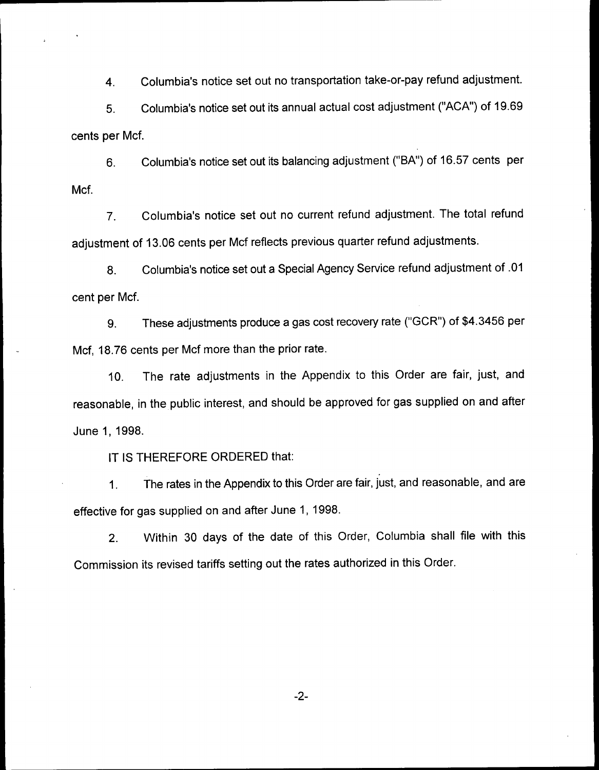4. Columbia's notice set out no transportation take-or-pay refund adjustment.

5. Columbia's notice set out its annual actual cost adjustment ("ACA") of 19.69 cents per Mcf.

6. Columbia's notice set out its balancing adjustment ("BA") of 16.57 cents per Mcf.

7. Columbia's notice set out no current refund adjustment. The total refund adjustment of 13.06 cents per Mcf reflects previous quarter refund adjustments.

8. Columbia's notice set out a Special Agency Service refund adjustment of .01 cent per Mcf.

9. These adjustments produce a gas cost recovery rate ("GCR") of $4.3456 per Mcf, 18.76 cents per Mcf more than the prior rate.

10. The rate adjustments in the Appendix to this Order are fair, just, and reasonable, in the public interest, and should be approved for gas supplied on and after June 1, 1998.

IT IS THEREFORE ORDERED that:

1. The rates in the Appendix to this Order are fair, just, and reasonable, and are effective for gas supplied on and after June 1, 1998.

2. Within 30 days of the date of this Order, Columbia shall file with this Commission its revised tariffs setting out the rates authorized in this Order.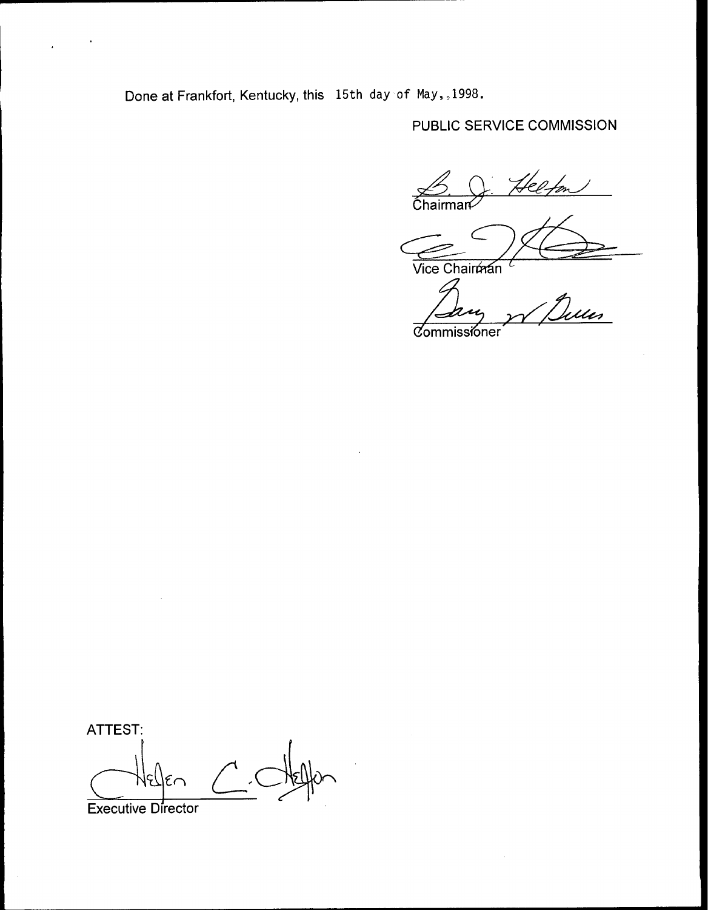Done at Frankfort, Kentucky, this 15th day of May,,1998.

PUBLIC SERVICE COMMISSION

Chairman

Vice Chairman

Commissioner

ATTEST:

Executive Director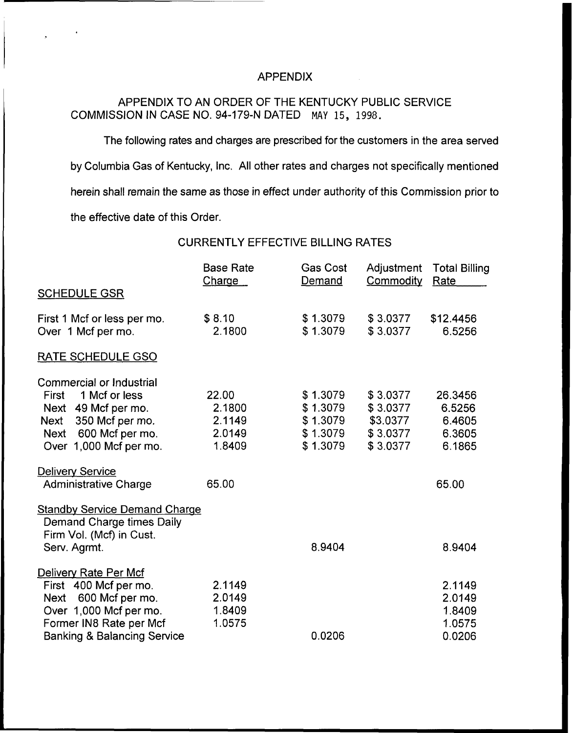# APPENDIX

APPENDIX TO AN ORDER OF THE KENTUCKY PUBLIC SERVICE COMMISSION IN CASE NO. 94-179-N DATED MAY 15, 1998.

The following rates and charges are prescribed for the customers in the area served by Columbia Gas of Kentucky, Inc. All other rates and charges not specifically mentioned herein shall remain the same as those in effect under authority of this Commission prior to the effective date of this Order.

## CURRENTLY EFFECTIVE BILLING RATES

| | Base Rate Charge | Gas Cost Demand | Adjustment Commodity | Total Billing Rate |
|---|---|---|---|---|
| **SCHEDULE GSR** | | | | |
| First 1 Mcf or less per mo. | $ 8.10 | $ 1.3079 | $ 3.0377 | $12.4456 |
| Over 1 Mcf per mo. | 2.1800 | $ 1.3079 | $ 3.0377 | 6.5256 |
| **RATE SCHEDULE GSO** | | | | |
| Commercial or Industrial | | | | |
| First 1 Mcf or less | 22.00 | $ 1.3079 | $ 3.0377 | 26.3456 |
| Next 49 Mcf per mo. | 2.1800 | $ 1.3079 | $ 3.0377 | 6.5256 |
| Next 350 Mcf per mo. | 2.1149 | $ 1.3079 | $3.0377 | 6.4605 |
| Next 600 Mcf per mo. | 2.0149 | $ 1.3079 | $ 3.0377 | 6.3605 |
| Over 1,000 Mcf per mo. | 1.8409 | $ 1.3079 | $ 3.0377 | 6.1865 |
| **Delivery Service** | | | | |
| Administrative Charge | 65.00 | | | 65.00 |
| **Standby Service Demand Charge** | | | | |
| Demand Charge times Daily Firm Vol. (Mcf) in Cust. Serv. Agrmt. | | 8.9404 | | 8.9404 |
| **Delivery Rate Per Mcf** | | | | |
| First 400 Mcf per mo. | 2.1149 | | | 2.1149 |
| Next 600 Mcf per mo. | 2.0149 | | | 2.0149 |
| Over 1,000 Mcf per mo. | 1.8409 | | | 1.8409 |
| Former IN8 Rate per Mcf | 1.0575 | | | 1.0575 |
| Banking & Balancing Service | | 0.0206 | | 0.0206 |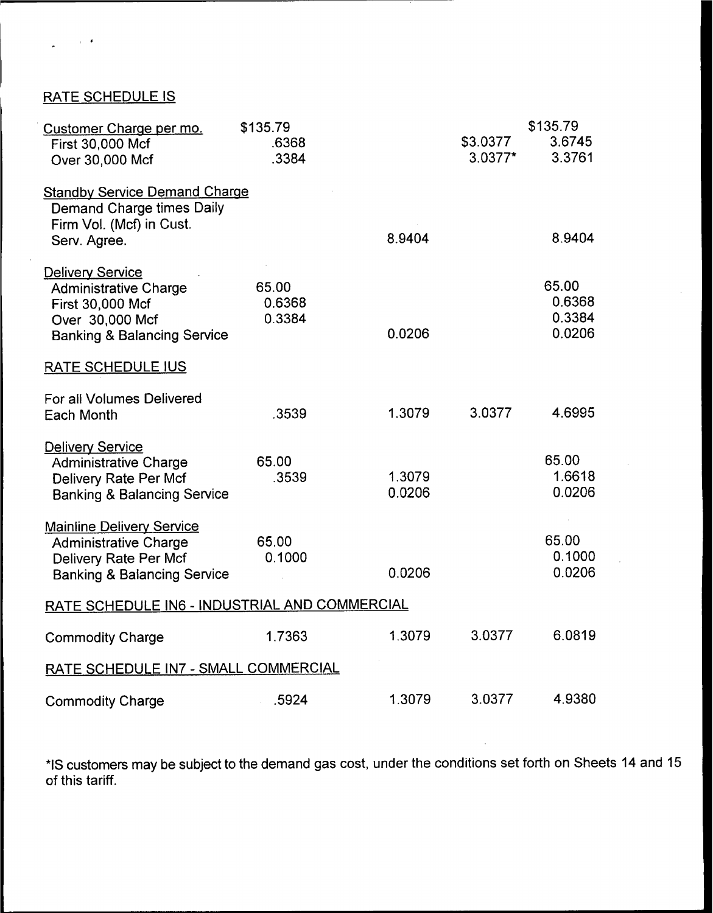## RATE SCHEDULE IS

| | | | | |
|---|---|---|---|---|
| Customer Charge per mo. | $135.79 | | | $135.79 |
| First 30,000 Mcf | .6368 | | $3.0377 | 3.6745 |
| Over 30,000 Mcf | .3384 | | 3.0377* | 3.3761 |
| Standby Service Demand Charge | | | | |
| Demand Charge times Daily Firm Vol. (Mcf) in Cust. Serv. Agree. | | 8.9404 | | 8.9404 |
| Delivery Service | | | | |
| Administrative Charge | 65.00 | | | 65.00 |
| First 30,000 Mcf | 0.6368 | | | 0.6368 |
| Over 30,000 Mcf | 0.3384 | | | 0.3384 |
| Banking & Balancing Service | | 0.0206 | | 0.0206 |

## RATE SCHEDULE IUS

| | | | | |
|---|---|---|---|---|
| For all Volumes Delivered Each Month | .3539 | 1.3079 | 3.0377 | 4.6995 |
| Delivery Service | | | | |
| Administrative Charge | 65.00 | | | 65.00 |
| Delivery Rate Per Mcf | .3539 | 1.3079 | | 1.6618 |
| Banking & Balancing Service | | 0.0206 | | 0.0206 |
| Mainline Delivery Service | | | | |
| Administrative Charge | 65.00 | | | 65.00 |
| Delivery Rate Per Mcf | 0.1000 | | | 0.1000 |
| Banking & Balancing Service | | 0.0206 | | 0.0206 |

## RATE SCHEDULE IN6 - INDUSTRIAL AND COMMERCIAL

| | | | | |
|---|---|---|---|---|
| Commodity Charge | 1.7363 | 1.3079 | 3.0377 | 6.0819 |

## RATE SCHEDULE IN7 - SMALL COMMERCIAL

| | | | | |
|---|---|---|---|---|
| Commodity Charge | .5924 | 1.3079 | 3.0377 | 4.9380 |

*IS customers may be subject to the demand gas cost, under the conditions set forth on Sheets 14 and 15 of this tariff.